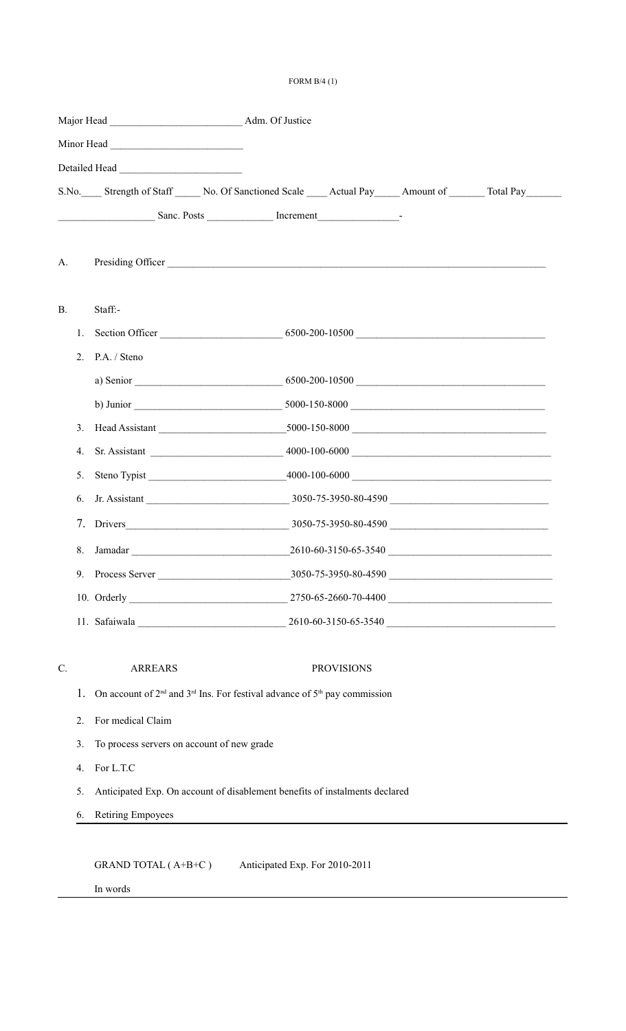FORM B/4 (1)

Major Head ________________________ Adm. Of Justice

Minor Head ________________________

Detailed Head ______________________

S.No.____ Strength of Staff _____ No. Of Sanctioned Scale ____ Actual Pay_____ Amount of _______ Total Pay_______

__________________ Sanc. Posts ____________ Increment_______________-

A. Presiding Officer ________________________________________________________________________

B. Staff:-

1. Section Officer ______________________ 6500-200-10500 __________________________________
2. P.A. / Steno
   a) Senior ___________________________ 6500-200-10500 __________________________________
   b) Junior ___________________________ 5000-150-8000 ___________________________________
3. Head Assistant ______________________ 5000-150-8000 ___________________________________
4. Sr. Assistant ________________________ 4000-100-6000 ____________________________________
5. Steno Typist _________________________ 4000-100-6000 ____________________________________
6. Jr. Assistant __________________________ 3050-75-3950-80-4590 _____________________________
7. Drivers______________________________ 3050-75-3950-80-4590 _____________________________
8. Jamadar _____________________________ 2610-60-3150-65-3540 ______________________________
9. Process Server ________________________ 3050-75-3950-80-4590 ______________________________
10. Orderly ______________________________ 2750-65-2660-70-4400 ______________________________
11. Safaiwala ____________________________ 2610-60-3150-65-3540 _______________________________

C. ARREARS PROVISIONS

1. On account of 2nd and 3rd Ins. For festival advance of 5th pay commission
2. For medical Claim
3. To process servers on account of new grade
4. For L.T.C
5. Anticipated Exp. On account of disablement benefits of instalments declared
6. Retiring Empoyees

GRAND TOTAL ( A+B+C ) Anticipated Exp. For 2010-2011

In words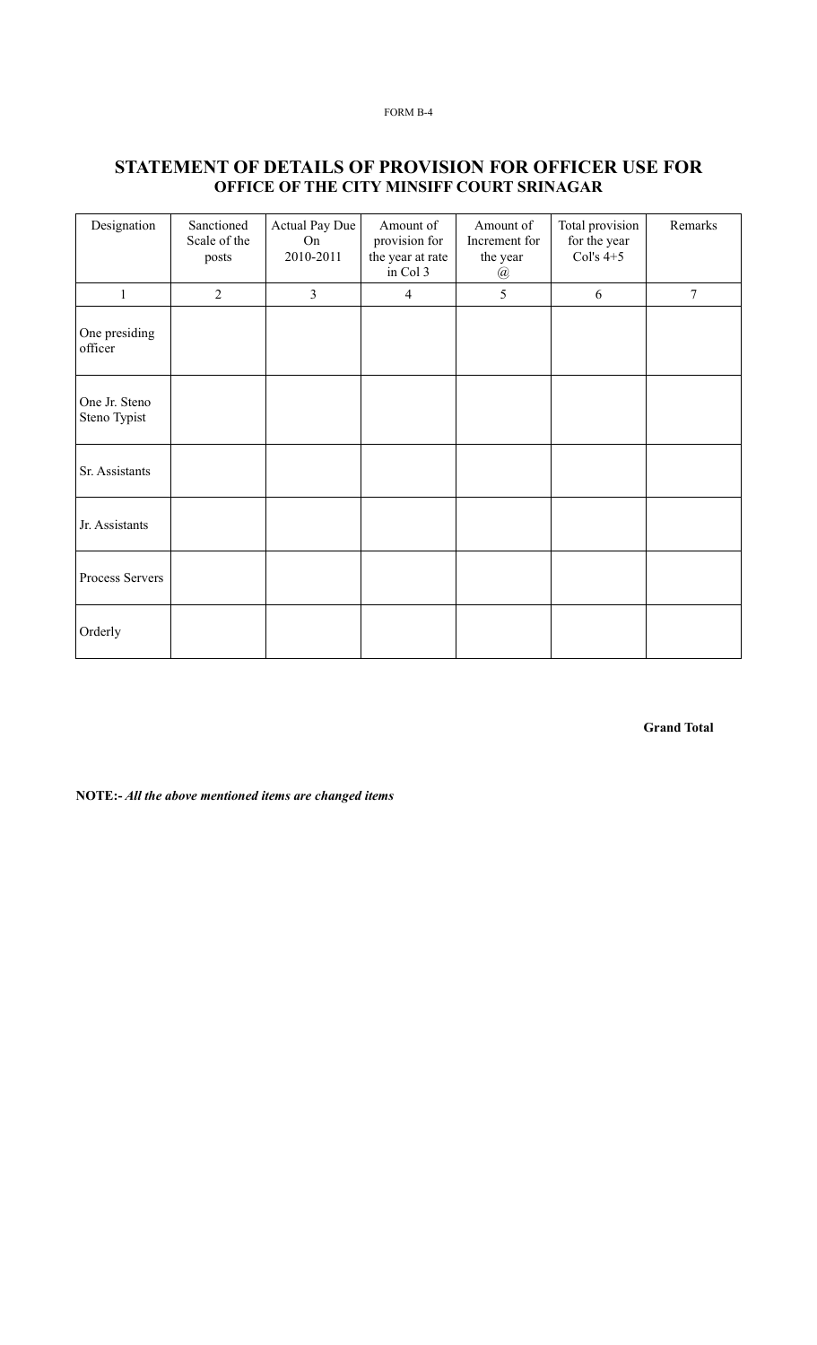FORM B-4

## STATEMENT OF DETAILS OF PROVISION FOR OFFICER USE FOR
### OFFICE OF THE CITY MINSIFF COURT SRINAGAR

| Designation | Sanctioned Scale of the posts | Actual Pay Due On 2010-2011 | Amount of provision for the year at rate in Col 3 | Amount of Increment for the year @ | Total provision for the year Col's 4+5 | Remarks |
|---|---|---|---|---|---|---|
| 1 | 2 | 3 | 4 | 5 | 6 | 7 |
| One presiding officer | | | | | | |
| One Jr. Steno Steno Typist | | | | | | |
| Sr. Assistants | | | | | | |
| Jr. Assistants | | | | | | |
| Process Servers | | | | | | |
| Orderly | | | | | | |

**Grand Total**

**NOTE:-** ***All the above mentioned items are changed items***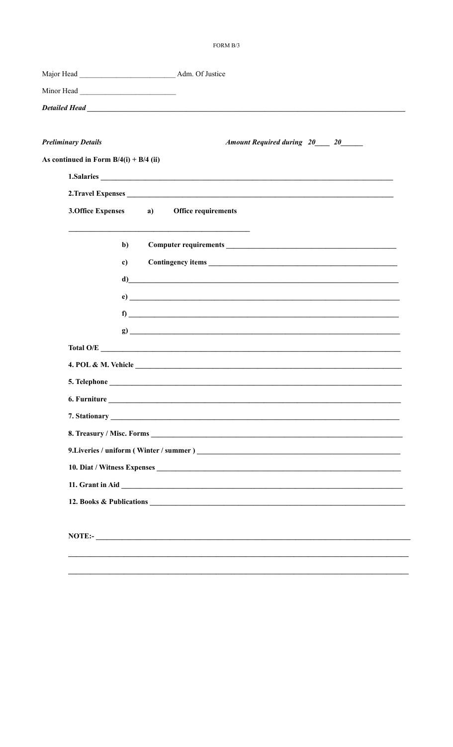FORM B/3

Major Head __________________________ Adm. Of Justice

Minor Head __________________________

***Detailed Head*** ______________________________________________________________________________________

***Preliminary Details*** ***Amount Required during 20____ 20______***

**As continued in Form B/4(i) + B/4 (ii)**

**1.Salaries** ______________________________________________________________________________

**2.Travel Expenses** ________________________________________________________________________

**3.Office Expenses** **a) Office requirements**

_________________________________________________

**b) Computer requirements** _______________________________________________

**c) Contingency items** _______________________________________________________

**d)**__________________________________________________________________________

**e)** __________________________________________________________________________

**f)** __________________________________________________________________________

**g)** __________________________________________________________________________

**Total O/E** ____________________________________________________________________________________

**4. POL & M. Vehicle** __________________________________________________________________________

**5. Telephone** ________________________________________________________________________________

**6. Furniture** ________________________________________________________________________________

**7. Stationary** _______________________________________________________________________________

**8. Treasury / Misc. Forms** ______________________________________________________________________

**9.Liveries / uniform ( Winter / summer )** _______________________________________________________

**10. Diat / Witness Expenses** ____________________________________________________________________

**11. Grant in Aid** _____________________________________________________________________________

**12. Books & Publications** _______________________________________________________________________

**NOTE:-** ________________________________________________________________________________________

_______________________________________________________________________________________________

_______________________________________________________________________________________________